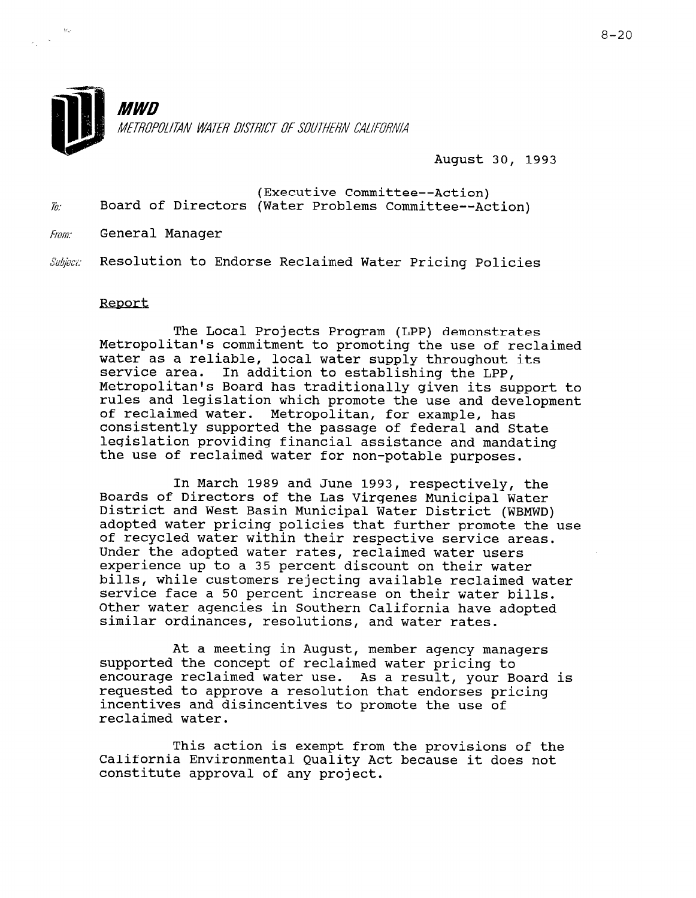**MWD**

*METROPOLITAN WATER DISTRICT OF SOUTHERN CALIFORNIA*

August 30, 1993

To: Board of Directors (Executive Committee--Action) (Water Problems Committee--Action)

From: General Manager

Subject: Resolution to Endorse Reclaimed Water Pricing Policies

## Report

The Local Projects Program (LPP) demonstrates Metropolitan's commitment to promoting the use of reclaimed water as a reliable, local water supply throughout its service area. In addition to establishing the LPP, Metropolitan's Board has traditionally given its support to rules and legislation which promote the use and development of reclaimed water. Metropolitan, for example, has consistently supported the passage of federal and State legislation providing financial assistance and mandating the use of reclaimed water for non-potable purposes.

In March 1989 and June 1993, respectively, the Boards of Directors of the Las Virgenes Municipal Water District and West Basin Municipal Water District (WBMWD) adopted water pricing policies that further promote the use of recycled water within their respective service areas. Under the adopted water rates, reclaimed water users experience up to a 35 percent discount on their water bills, while customers rejecting available reclaimed water service face a 50 percent increase on their water bills. Other water agencies in Southern California have adopted similar ordinances, resolutions, and water rates.

At a meeting in August, member agency managers supported the concept of reclaimed water pricing to encourage reclaimed water use. As a result, your Board is requested to approve a resolution that endorses pricing incentives and disincentives to promote the use of reclaimed water.

This action is exempt from the provisions of the California Environmental Quality Act because it does not constitute approval of any project.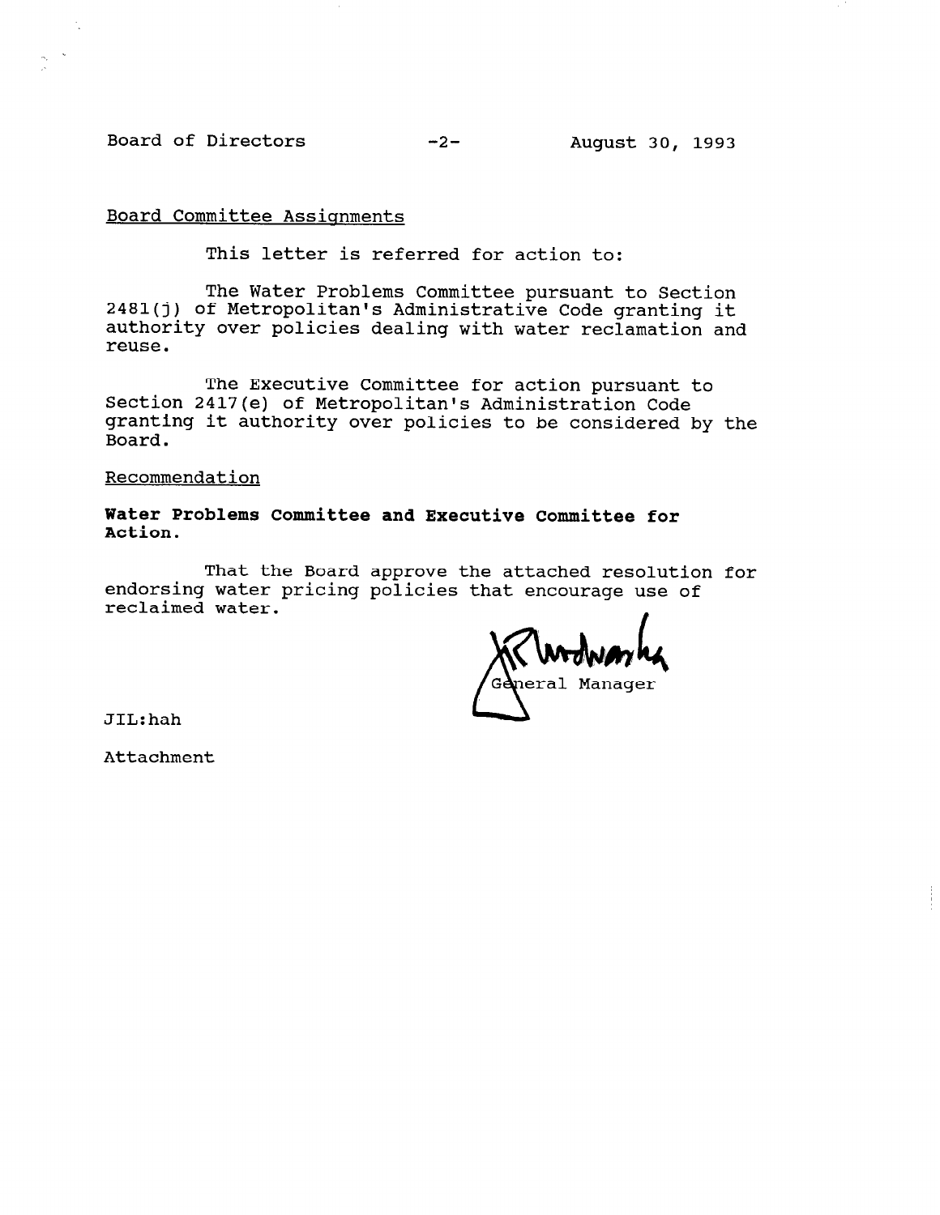Board Committee Assignments

This letter is referred for action to:

The Water Problems Committee pursuant to Section 2481(j) of Metropolitan's Administrative Code granting it authority over policies dealing with water reclamation and reuse.

The Executive Committee for action pursuant to Section 2417(e) of Metropolitan's Administration Code granting it authority over policies to be considered by the Board.

Recommendation

**Water Problems Committee and Executive Committee for Action.**

That the Board approve the attached resolution for endorsing water pricing policies that encourage use of reclaimed water.

General Manager

JIL:hah

Attachment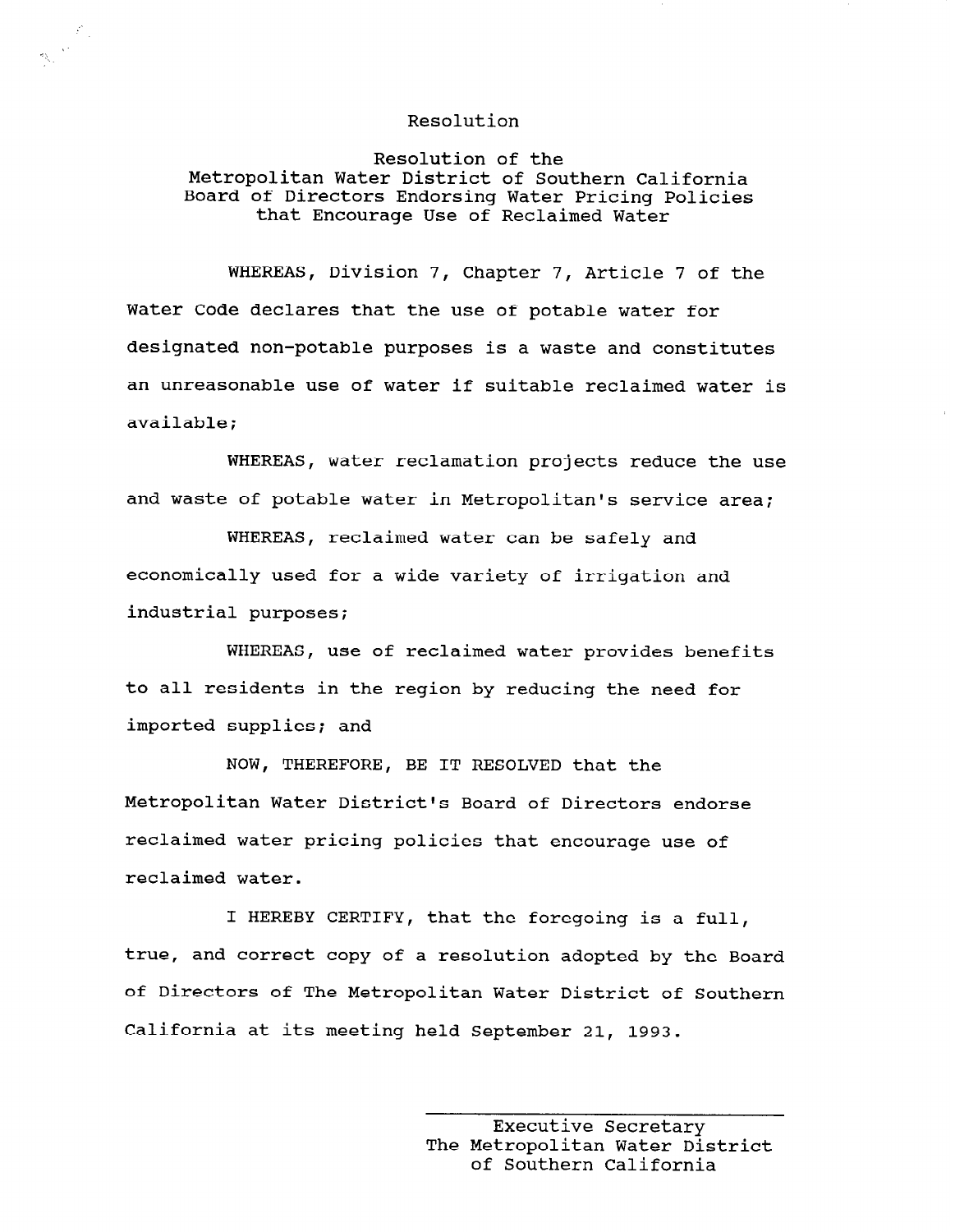# Resolution

## Resolution of the Metropolitan Water District of Southern California Board of Directors Endorsing Water Pricing Policies that Encourage Use of Reclaimed Water

WHEREAS, Division 7, Chapter 7, Article 7 of the Water Code declares that the use of potable water for designated non-potable purposes is a waste and constitutes an unreasonable use of water if suitable reclaimed water is available;

WHEREAS, water reclamation projects reduce the use and waste of potable water in Metropolitan's service area;

WHEREAS, reclaimed water can be safely and economically used for a wide variety of irrigation and industrial purposes;

WHEREAS, use of reclaimed water provides benefits to all residents in the region by reducing the need for imported supplies; and

NOW, THEREFORE, BE IT RESOLVED that the Metropolitan Water District's Board of Directors endorse reclaimed water pricing policies that encourage use of reclaimed water.

I HEREBY CERTIFY, that the foregoing is a full, true, and correct copy of a resolution adopted by the Board of Directors of The Metropolitan Water District of Southern California at its meeting held September 21, 1993.

Executive Secretary
The Metropolitan Water District of Southern California